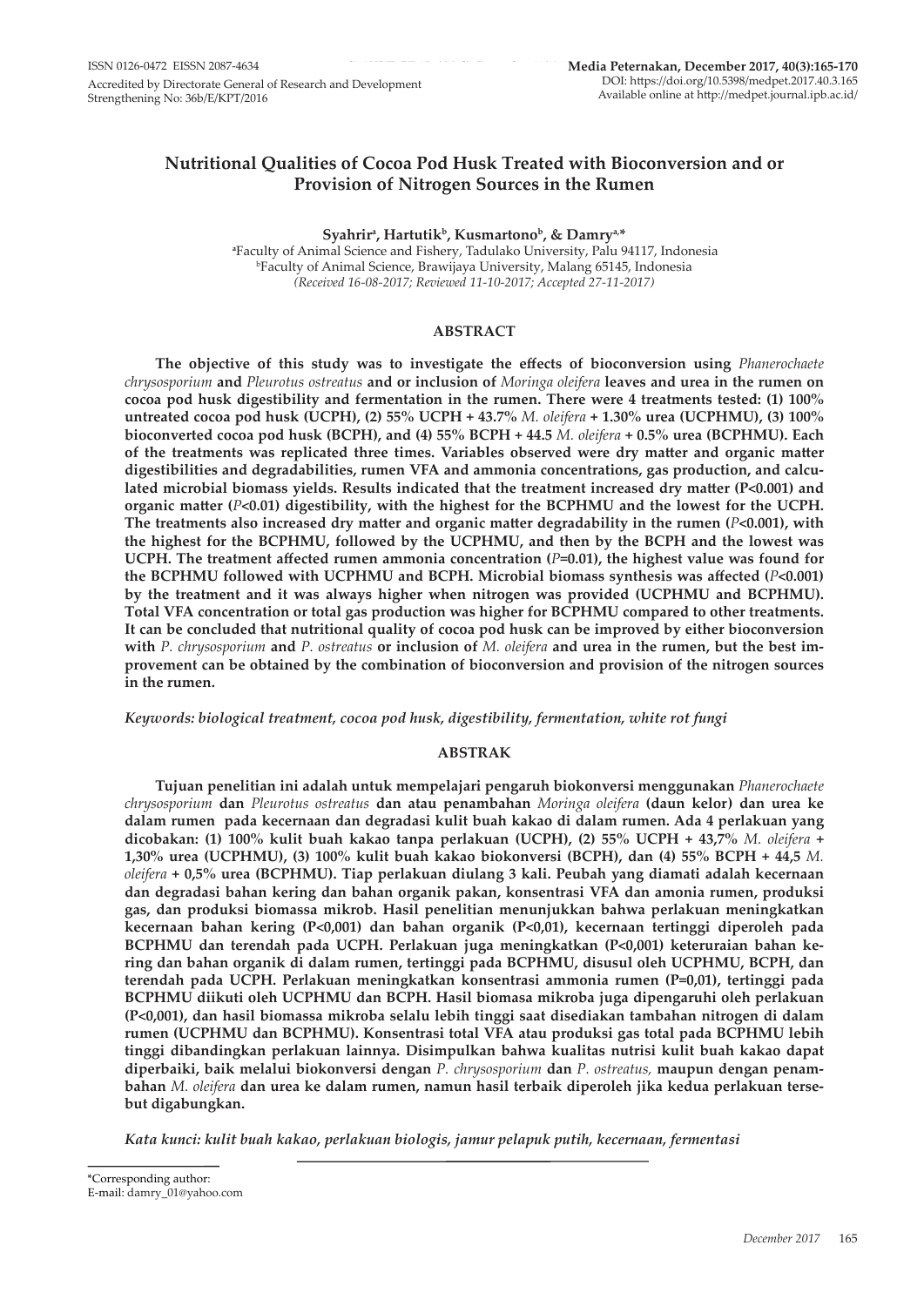# Nutritional Qualities of Cocoa Pod Husk Treated with Bioconversion and or Provision of Nitrogen Sources in the Rumen

**Syahrir[a], Hartutik[b], Kusmartono[b], & Damry[a,*]**

[a]Faculty of Animal Science and Fishery, Tadulako University, Palu 94117, Indonesia
[b]Faculty of Animal Science, Brawijaya University, Malang 65145, Indonesia
*(Received 16-08-2017; Reviewed 11-10-2017; Accepted 27-11-2017)*

## ABSTRACT

**The objective of this study was to investigate the effects of bioconversion using *Phanerochaete chrysosporium* and *Pleurotus ostreatus* and or inclusion of *Moringa oleifera* leaves and urea in the rumen on cocoa pod husk digestibility and fermentation in the rumen. There were 4 treatments tested: (1) 100% untreated cocoa pod husk (UCPH), (2) 55% UCPH + 43.7% *M. oleifera* + 1.30% urea (UCPHMU), (3) 100% bioconverted cocoa pod husk (BCPH), and (4) 55% BCPH + 44.5 *M. oleifera* + 0.5% urea (BCPHMU). Each of the treatments was replicated three times. Variables observed were dry matter and organic matter digestibilities and degradabilities, rumen VFA and ammonia concentrations, gas production, and calculated microbial biomass yields. Results indicated that the treatment increased dry matter (P<0.001) and organic matter (*P*<0.01) digestibility, with the highest for the BCPHMU and the lowest for the UCPH. The treatments also increased dry matter and organic matter degradability in the rumen (*P*<0.001), with the highest for the BCPHMU, followed by the UCPHMU, and then by the BCPH and the lowest was UCPH. The treatment affected rumen ammonia concentration (*P*=0.01), the highest value was found for the BCPHMU followed with UCPHMU and BCPH. Microbial biomass synthesis was affected (*P*<0.001) by the treatment and it was always higher when nitrogen was provided (UCPHMU and BCPHMU). Total VFA concentration or total gas production was higher for BCPHMU compared to other treatments. It can be concluded that nutritional quality of cocoa pod husk can be improved by either bioconversion with *P. chrysosporium* and *P. ostreatus* or inclusion of *M. oleifera* and urea in the rumen, but the best improvement can be obtained by the combination of bioconversion and provision of the nitrogen sources in the rumen.**

*Keywords: biological treatment, cocoa pod husk, digestibility, fermentation, white rot fungi*

## ABSTRAK

**Tujuan penelitian ini adalah untuk mempelajari pengaruh biokonversi menggunakan *Phanerochaete chrysosporium* dan *Pleurotus ostreatus* dan atau penambahan *Moringa oleifera* (daun kelor) dan urea ke dalam rumen pada kecernaan dan degradasi kulit buah kakao di dalam rumen. Ada 4 perlakuan yang dicobakan: (1) 100% kulit buah kakao tanpa perlakuan (UCPH), (2) 55% UCPH + 43,7% *M. oleifera* + 1,30% urea (UCPHMU), (3) 100% kulit buah kakao biokonversi (BCPH), dan (4) 55% BCPH + 44,5 *M. oleifera* + 0,5% urea (BCPHMU). Tiap perlakuan diulang 3 kali. Peubah yang diamati adalah kecernaan dan degradasi bahan kering dan bahan organik pakan, konsentrasi VFA dan amonia rumen, produksi gas, dan produksi biomassa mikrob. Hasil penelitian menunjukkan bahwa perlakuan meningkatkan kecernaan bahan kering (P<0,001) dan bahan organik (P<0,01), kecernaan tertinggi diperoleh pada BCPHMU dan terendah pada UCPH. Perlakuan juga meningkatkan (P<0,001) keteruraian bahan kering dan bahan organik di dalam rumen, tertinggi pada BCPHMU, disusul oleh UCPHMU, BCPH, dan terendah pada UCPH. Perlakuan meningkatkan konsentrasi ammonia rumen (P=0,01), tertinggi pada BCPHMU diikuti oleh UCPHMU dan BCPH. Hasil biomasa mikroba juga dipengaruhi oleh perlakuan (P<0,001), dan hasil biomassa mikroba selalu lebih tinggi saat disediakan tambahan nitrogen di dalam rumen (UCPHMU dan BCPHMU). Konsentrasi total VFA atau produksi gas total pada BCPHMU lebih tinggi dibandingkan perlakuan lainnya. Disimpulkan bahwa kualitas nutrisi kulit buah kakao dapat diperbaiki, baik melalui biokonversi dengan *P. chrysosporium* dan *P. ostreatus,* maupun dengan penambahan *M. oleifera* dan urea ke dalam rumen, namun hasil terbaik diperoleh jika kedua perlakuan tersebut digabungkan.**

*Kata kunci: kulit buah kakao, perlakuan biologis, jamur pelapuk putih, kecernaan, fermentasi*

*Corresponding author:
E-mail: damry_01@yahoo.com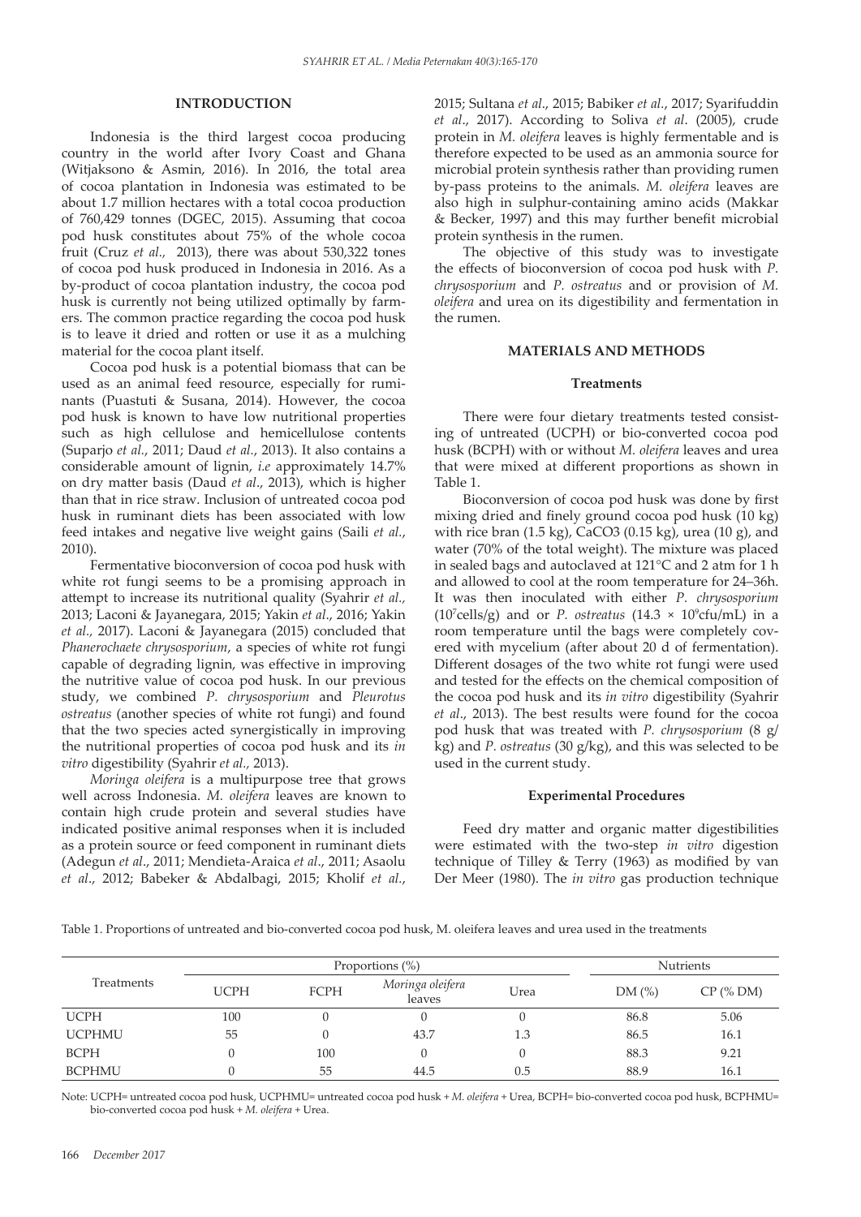## INTRODUCTION

Indonesia is the third largest cocoa producing country in the world after Ivory Coast and Ghana (Witjaksono & Asmin, 2016). In 2016, the total area of cocoa plantation in Indonesia was estimated to be about 1.7 million hectares with a total cocoa production of 760,429 tonnes (DGEC, 2015). Assuming that cocoa pod husk constitutes about 75% of the whole cocoa fruit (Cruz *et al.,* 2013), there was about 530,322 tones of cocoa pod husk produced in Indonesia in 2016. As a by-product of cocoa plantation industry, the cocoa pod husk is currently not being utilized optimally by farmers. The common practice regarding the cocoa pod husk is to leave it dried and rotten or use it as a mulching material for the cocoa plant itself.

Cocoa pod husk is a potential biomass that can be used as an animal feed resource, especially for ruminants (Puastuti & Susana, 2014). However, the cocoa pod husk is known to have low nutritional properties such as high cellulose and hemicellulose contents (Suparjo *et al.*, 2011; Daud *et al*., 2013). It also contains a considerable amount of lignin, *i.e* approximately 14.7% on dry matter basis (Daud *et al*., 2013), which is higher than that in rice straw. Inclusion of untreated cocoa pod husk in ruminant diets has been associated with low feed intakes and negative live weight gains (Saili *et al.*, 2010).

Fermentative bioconversion of cocoa pod husk with white rot fungi seems to be a promising approach in attempt to increase its nutritional quality (Syahrir *et al.,* 2013; Laconi & Jayanegara, 2015; Yakin *et al*., 2016; Yakin *et al.,* 2017). Laconi & Jayanegara (2015) concluded that *Phanerochaete chrysosporium*, a species of white rot fungi capable of degrading lignin, was effective in improving the nutritive value of cocoa pod husk. In our previous study, we combined *P. chrysosporium* and *Pleurotus ostreatus* (another species of white rot fungi) and found that the two species acted synergistically in improving the nutritional properties of cocoa pod husk and its *in vitro* digestibility (Syahrir *et al.,* 2013).

*Moringa oleifera* is a multipurpose tree that grows well across Indonesia. *M. oleifera* leaves are known to contain high crude protein and several studies have indicated positive animal responses when it is included as a protein source or feed component in ruminant diets (Adegun *et al*., 2011; Mendieta-Araica *et al*., 2011; Asaolu *et al*., 2012; Babeker & Abdalbagi, 2015; Kholif *et al.*, 2015; Sultana *et al*., 2015; Babiker *et al*., 2017; Syarifuddin *et al*., 2017). According to Soliva *et al*. (2005), crude protein in *M. oleifera* leaves is highly fermentable and is therefore expected to be used as an ammonia source for microbial protein synthesis rather than providing rumen by-pass proteins to the animals. *M. oleifera* leaves are also high in sulphur-containing amino acids (Makkar & Becker, 1997) and this may further benefit microbial protein synthesis in the rumen.

The objective of this study was to investigate the effects of bioconversion of cocoa pod husk with *P. chrysosporium* and *P. ostreatus* and or provision of *M. oleifera* and urea on its digestibility and fermentation in the rumen.

## MATERIALS AND METHODS

### Treatments

There were four dietary treatments tested consisting of untreated (UCPH) or bio-converted cocoa pod husk (BCPH) with or without *M. oleifera* leaves and urea that were mixed at different proportions as shown in Table 1.

Bioconversion of cocoa pod husk was done by first mixing dried and finely ground cocoa pod husk (10 kg) with rice bran (1.5 kg), $CaCO_3$ (0.15 kg), urea (10 g), and water (70% of the total weight). The mixture was placed in sealed bags and autoclaved at 121°C and 2 atm for 1 h and allowed to cool at the room temperature for 24–36h. It was then inoculated with either *P. chrysosporium* ($10^7$cells/g) and or *P. ostreatus* ($14.3 \times 10^9$cfu/mL) in a room temperature until the bags were completely covered with mycelium (after about 20 d of fermentation). Different dosages of the two white rot fungi were used and tested for the effects on the chemical composition of the cocoa pod husk and its *in vitro* digestibility (Syahrir *et al*., 2013). The best results were found for the cocoa pod husk that was treated with *P. chrysosporium* (8 g/kg) and *P. ostreatus* (30 g/kg), and this was selected to be used in the current study.

### Experimental Procedures

Feed dry matter and organic matter digestibilities were estimated with the two-step *in vitro* digestion technique of Tilley & Terry (1963) as modified by van Der Meer (1980). The *in vitro* gas production technique

Table 1. Proportions of untreated and bio-converted cocoa pod husk, M. oleifera leaves and urea used in the treatments

| Treatments | Proportions (%) | | | | Nutrients | |
|---|---|---|---|---|---|---|
| | UCPH | FCPH | *Moringa oleifera* leaves | Urea | DM (%) | CP (% DM) |
| UCPH | 100 | 0 | 0 | 0 | 86.8 | 5.06 |
| UCPHMU | 55 | 0 | 43.7 | 1.3 | 86.5 | 16.1 |
| BCPH | 0 | 100 | 0 | 0 | 88.3 | 9.21 |
| BCPHMU | 0 | 55 | 44.5 | 0.5 | 88.9 | 16.1 |

Note: UCPH= untreated cocoa pod husk, UCPHMU= untreated cocoa pod husk + *M. oleifera* + Urea, BCPH= bio-converted cocoa pod husk, BCPHMU= bio-converted cocoa pod husk + *M. oleifera* + Urea.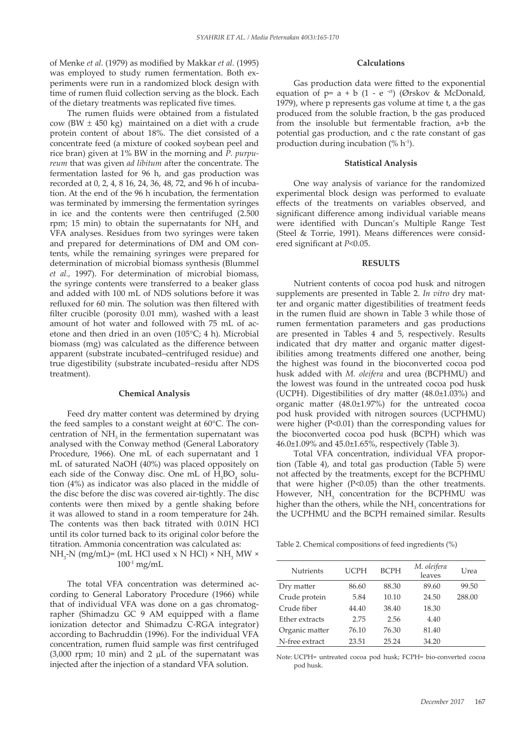of Menke *et al.* (1979) as modified by Makkar *et al.* (1995) was employed to study rumen fermentation. Both experiments were run in a randomized block design with time of rumen fluid collection serving as the block. Each of the dietary treatments was replicated five times.

The rumen fluids were obtained from a fistulated cow (BW ± 450 kg) maintained on a diet with a crude protein content of about 18%. The diet consisted of a concentrate feed (a mixture of cooked soybean peel and rice bran) given at 1% BW in the morning and *P. purpureum* that was given *ad libitum* after the concentrate. The fermentation lasted for 96 h, and gas production was recorded at 0, 2, 4, 8 16, 24, 36, 48, 72, and 96 h of incubation. At the end of the 96 h incubation, the fermentation was terminated by immersing the fermentation syringes in ice and the contents were then centrifuged (2.500 rpm; 15 min) to obtain the supernatants for $NH_3$ and VFA analyses. Residues from two syringes were taken and prepared for determinations of DM and OM contents, while the remaining syringes were prepared for determination of microbial biomass synthesis (Blummel *et al.,* 1997). For determination of microbial biomass, the syringe contents were transferred to a beaker glass and added with 100 mL of NDS solutions before it was refluxed for 60 min. The solution was then filtered with filter crucible (porosity 0.01 mm), washed with a least amount of hot water and followed with 75 mL of acetone and then dried in an oven (105°C; 4 h). Microbial biomass (mg) was calculated as the difference between apparent (substrate incubated–centrifuged residue) and true digestibility (substrate incubated–residu after NDS treatment).

### Chemical Analysis

Feed dry matter content was determined by drying the feed samples to a constant weight at 60°C. The concentration of $NH_3$ in the fermentation supernatant was analysed with the Conway method (General Laboratory Procedure, 1966). One mL of each supernatant and 1 mL of saturated NaOH (40%) was placed oppositely on each side of the Conway disc. One mL of $H_3BO_4$ solution (4%) as indicator was also placed in the middle of the disc before the disc was covered air-tightly. The disc contents were then mixed by a gentle shaking before it was allowed to stand in a room temperature for 24h. The contents was then back titrated with 0.01N HCl until its color turned back to its original color before the titration. Ammonia concentration was calculated as:

$$NH_3\text{-N (mg/mL)} = (\text{mL HCl used} \times \text{N HCl}) \times NH_3 \text{ MW} \times 100^{-1} \text{ mg/mL}$$

The total VFA concentration was determined according to General Laboratory Procedure (1966) while that of individual VFA was done on a gas chromatographer (Shimadzu GC 9 AM equipped with a flame ionization detector and Shimadzu C-RGA integrator) according to Bachruddin (1996). For the individual VFA concentration, rumen fluid sample was first centrifuged (3,000 rpm; 10 min) and 2 μL of the supernatant was injected after the injection of a standard VFA solution.

### Calculations

Gas production data were fitted to the exponential equation of $p = a + b\ (1 - e^{-ct})$ (Ørskov & McDonald, 1979), where p represents gas volume at time t, a the gas produced from the soluble fraction, b the gas produced from the insoluble but fermentable fraction, a+b the potential gas production, and c the rate constant of gas production during incubation (% $h^{-1}$).

### Statistical Analysis

One way analysis of variance for the randomized experimental block design was performed to evaluate effects of the treatments on variables observed, and significant difference among individual variable means were identified with Duncan's Multiple Range Test (Steel & Torrie, 1991). Means differences were considered significant at $P<0.05$.

## RESULTS

Nutrient contents of cocoa pod husk and nitrogen supplements are presented in Table 2. *In vitro* dry matter and organic matter digestibilities of treatment feeds in the rumen fluid are shown in Table 3 while those of rumen fermentation parameters and gas productions are presented in Tables 4 and 5, respectively. Results indicated that dry matter and organic matter digestibilities among treatments differed one another, being the highest was found in the bioconverted cocoa pod husk added with *M. oleifera* and urea (BCPHMU) and the lowest was found in the untreated cocoa pod husk (UCPH). Digestibilities of dry matter (48.0±1.03%) and organic matter (48.0±1.97%) for the untreated cocoa pod husk provided with nitrogen sources (UCPHMU) were higher ($P<0.01$) than the corresponding values for the bioconverted cocoa pod husk (BCPH) which was 46.0±1.09% and 45.0±1.65%, respectively (Table 3).

Total VFA concentration, individual VFA proportion (Table 4), and total gas production (Table 5) were not affected by the treatments, except for the BCPHMU that were higher ($P<0.05$) than the other treatments. However, $NH_3$ concentration for the BCPHMU was higher than the others, while the $NH_3$ concentrations for the UCPHMU and the BCPH remained similar. Results

Table 2. Chemical compositions of feed ingredients (%)

| Nutrients | UCPH | BCPH | *M. oleifera* leaves | Urea |
|---|---|---|---|---|
| Dry matter | 86.60 | 88.30 | 89.60 | 99.50 |
| Crude protein | 5.84 | 10.10 | 24.50 | 288.00 |
| Crude fiber | 44.40 | 38.40 | 18.30 | |
| Ether extracts | 2.75 | 2.56 | 4.40 | |
| Organic matter | 76.10 | 76.30 | 81.40 | |
| N-free extract | 23.51 | 25.24 | 34.20 | |

Note: UCPH= untreated cocoa pod husk; FCPH= bio-converted cocoa pod husk.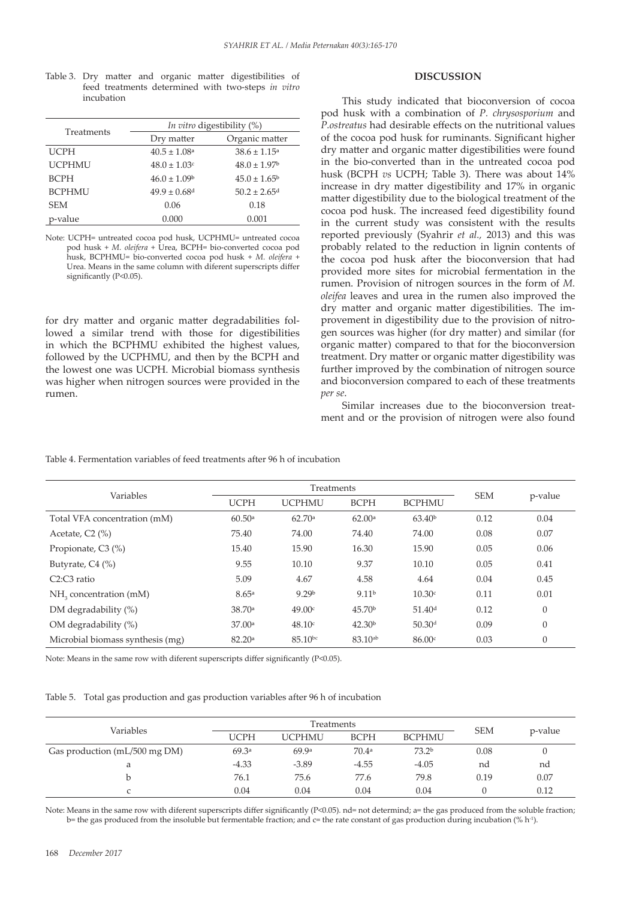Table 3. Dry matter and organic matter digestibilities of feed treatments determined with two-steps *in vitro* incubation

| Treatments | *In vitro* digestibility (%) | |
|---|---|---|
| | Dry matter | Organic matter |
| UCPH | $40.5 \pm 1.08^{a}$ | $38.6 \pm 1.15^{a}$ |
| UCPHMU | $48.0 \pm 1.03^{c}$ | $48.0 \pm 1.97^{b}$ |
| BCPH | $46.0 \pm 1.09^{b}$ | $45.0 \pm 1.65^{b}$ |
| BCPHMU | $49.9 \pm 0.68^{d}$ | $50.2 \pm 2.65^{d}$ |
| SEM | 0.06 | 0.18 |
| p-value | 0.000 | 0.001 |

Note: UCPH= untreated cocoa pod husk, UCPHMU= untreated cocoa pod husk + *M. oleifera* + Urea, BCPH= bio-converted cocoa pod husk, BCPHMU= bio-converted cocoa pod husk + *M. oleifera* + Urea. Means in the same column with diferent superscripts differ significantly (P<0.05).

for dry matter and organic matter degradabilities followed a similar trend with those for digestibilities in which the BCPHMU exhibited the highest values, followed by the UCPHMU, and then by the BCPH and the lowest one was UCPH. Microbial biomass synthesis was higher when nitrogen sources were provided in the rumen.

## DISCUSSION

This study indicated that bioconversion of cocoa pod husk with a combination of *P. chrysosporium* and *P.ostreatus* had desirable effects on the nutritional values of the cocoa pod husk for ruminants. Significant higher dry matter and organic matter digestibilities were found in the bio-converted than in the untreated cocoa pod husk (BCPH *vs* UCPH; Table 3). There was about 14% increase in dry matter digestibility and 17% in organic matter digestibility due to the biological treatment of the cocoa pod husk. The increased feed digestibility found in the current study was consistent with the results reported previously (Syahrir *et al.,* 2013) and this was probably related to the reduction in lignin contents of the cocoa pod husk after the bioconversion that had provided more sites for microbial fermentation in the rumen. Provision of nitrogen sources in the form of *M. oleifea* leaves and urea in the rumen also improved the dry matter and organic matter digestibilities. The improvement in digestibility due to the provision of nitrogen sources was higher (for dry matter) and similar (for organic matter) compared to that for the bioconversion treatment. Dry matter or organic matter digestibility was further improved by the combination of nitrogen source and bioconversion compared to each of these treatments *per se*.

Similar increases due to the bioconversion treatment and or the provision of nitrogen were also found

Table 4. Fermentation variables of feed treatments after 96 h of incubation

| Variables | Treatments | | | | SEM | p-value |
|---|---|---|---|---|---|---|
| | UCPH | UCPHMU | BCPH | BCPHMU | | |
| Total VFA concentration (mM) | $60.50^{a}$ | $62.70^{a}$ | $62.00^{a}$ | $63.40^{b}$ | 0.12 | 0.04 |
| Acetate, C2 (%) | 75.40 | 74.00 | 74.40 | 74.00 | 0.08 | 0.07 |
| Propionate, C3 (%) | 15.40 | 15.90 | 16.30 | 15.90 | 0.05 | 0.06 |
| Butyrate, C4 (%) | 9.55 | 10.10 | 9.37 | 10.10 | 0.05 | 0.41 |
| C2:C3 ratio | 5.09 | 4.67 | 4.58 | 4.64 | 0.04 | 0.45 |
| $NH_3$ concentration (mM) | $8.65^{a}$ | $9.29^{b}$ | $9.11^{b}$ | $10.30^{c}$ | 0.11 | 0.01 |
| DM degradability (%) | $38.70^{a}$ | $49.00^{c}$ | $45.70^{b}$ | $51.40^{d}$ | 0.12 | 0 |
| OM degradability (%) | $37.00^{a}$ | $48.10^{c}$ | $42.30^{b}$ | $50.30^{d}$ | 0.09 | 0 |
| Microbial biomass synthesis (mg) | $82.20^{a}$ | $85.10^{bc}$ | $83.10^{ab}$ | $86.00^{c}$ | 0.03 | 0 |

Note: Means in the same row with diferent superscripts differ significantly (P<0.05).

Table 5. Total gas production and gas production variables after 96 h of incubation

| Variables | Treatments | | | | SEM | p-value |
|---|---|---|---|---|---|---|
| | UCPH | UCPHMU | BCPH | BCPHMU | | |
| Gas production (mL/500 mg DM) | $69.3^{a}$ | $69.9^{a}$ | $70.4^{a}$ | $73.2^{b}$ | 0.08 | 0 |
| a | -4.33 | -3.89 | -4.55 | -4.05 | nd | nd |
| b | 76.1 | 75.6 | 77.6 | 79.8 | 0.19 | 0.07 |
| c | 0.04 | 0.04 | 0.04 | 0.04 | 0 | 0.12 |

Note: Means in the same row with diferent superscripts differ significantly (P<0.05). nd= not determind; a= the gas produced from the soluble fraction; b= the gas produced from the insoluble but fermentable fraction; and c= the rate constant of gas production during incubation (% $h^{-1}$).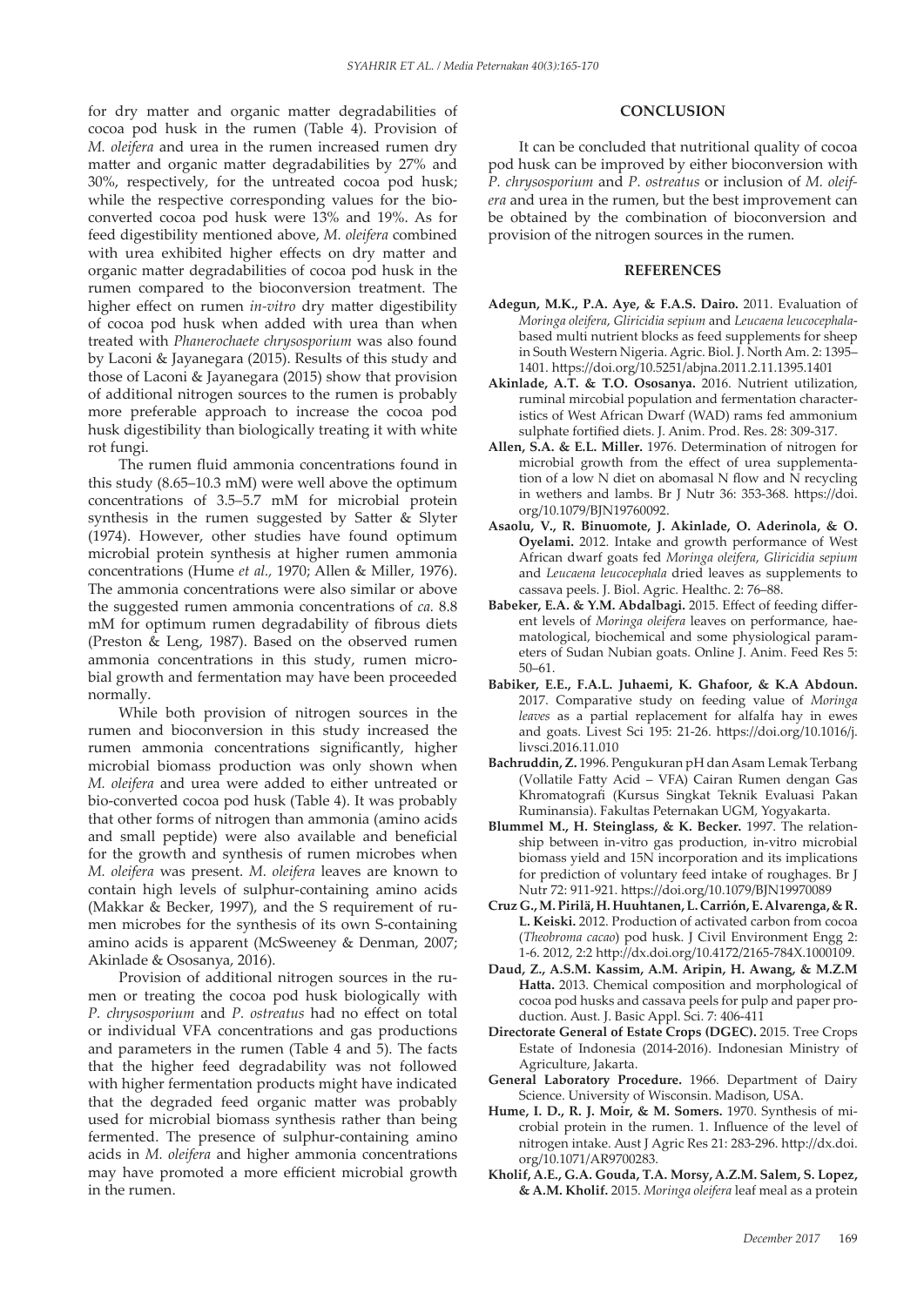for dry matter and organic matter degradabilities of cocoa pod husk in the rumen (Table 4). Provision of *M. oleifera* and urea in the rumen increased rumen dry matter and organic matter degradabilities by 27% and 30%, respectively, for the untreated cocoa pod husk; while the respective corresponding values for the bioconverted cocoa pod husk were 13% and 19%. As for feed digestibility mentioned above, *M. oleifera* combined with urea exhibited higher effects on dry matter and organic matter degradabilities of cocoa pod husk in the rumen compared to the bioconversion treatment. The higher effect on rumen *in-vitro* dry matter digestibility of cocoa pod husk when added with urea than when treated with *Phanerochaete chrysosporium* was also found by Laconi & Jayanegara (2015). Results of this study and those of Laconi & Jayanegara (2015) show that provision of additional nitrogen sources to the rumen is probably more preferable approach to increase the cocoa pod husk digestibility than biologically treating it with white rot fungi.

The rumen fluid ammonia concentrations found in this study (8.65–10.3 mM) were well above the optimum concentrations of 3.5–5.7 mM for microbial protein synthesis in the rumen suggested by Satter & Slyter (1974). However, other studies have found optimum microbial protein synthesis at higher rumen ammonia concentrations (Hume *et al.*, 1970; Allen & Miller, 1976). The ammonia concentrations were also similar or above the suggested rumen ammonia concentrations of *ca.* 8.8 mM for optimum rumen degradability of fibrous diets (Preston & Leng, 1987). Based on the observed rumen ammonia concentrations in this study, rumen microbial growth and fermentation may have been proceeded normally.

While both provision of nitrogen sources in the rumen and bioconversion in this study increased the rumen ammonia concentrations significantly, higher microbial biomass production was only shown when *M. oleifera* and urea were added to either untreated or bio-converted cocoa pod husk (Table 4). It was probably that other forms of nitrogen than ammonia (amino acids and small peptide) were also available and beneficial for the growth and synthesis of rumen microbes when *M. oleifera* was present. *M. oleifera* leaves are known to contain high levels of sulphur-containing amino acids (Makkar & Becker, 1997), and the S requirement of rumen microbes for the synthesis of its own S-containing amino acids is apparent (McSweeney & Denman, 2007; Akinlade & Ososanya, 2016).

Provision of additional nitrogen sources in the rumen or treating the cocoa pod husk biologically with *P. chrysosporium* and *P. ostreatus* had no effect on total or individual VFA concentrations and gas productions and parameters in the rumen (Table 4 and 5). The facts that the higher feed degradability was not followed with higher fermentation products might have indicated that the degraded feed organic matter was probably used for microbial biomass synthesis rather than being fermented. The presence of sulphur-containing amino acids in *M. oleifera* and higher ammonia concentrations may have promoted a more efficient microbial growth in the rumen.

## CONCLUSION

It can be concluded that nutritional quality of cocoa pod husk can be improved by either bioconversion with *P. chrysosporium* and *P. ostreatus* or inclusion of *M. oleifera* and urea in the rumen, but the best improvement can be obtained by the combination of bioconversion and provision of the nitrogen sources in the rumen.

## REFERENCES

**Adegun, M.K., P.A. Aye, & F.A.S. Dairo.** 2011. Evaluation of *Moringa oleifera*, *Gliricidia sepium* and *Leucaena leucocephala*-based multi nutrient blocks as feed supplements for sheep in South Western Nigeria. Agric. Biol. J. North Am. 2: 1395–1401. https://doi.org/10.5251/abjna.2011.2.11.1395.1401

**Akinlade, A.T. & T.O. Ososanya.** 2016. Nutrient utilization, ruminal mircobial population and fermentation characteristics of West African Dwarf (WAD) rams fed ammonium sulphate fortified diets. J. Anim. Prod. Res. 28: 309-317.

**Allen, S.A. & E.L. Miller.** 1976. Determination of nitrogen for microbial growth from the effect of urea supplementation of a low N diet on abomasal N flow and N recycling in wethers and lambs. Br J Nutr 36: 353-368. https://doi.org/10.1079/BJN19760092.

**Asaolu, V., R. Binuomote, J. Akinlade, O. Aderinola, & O. Oyelami.** 2012. Intake and growth performance of West African dwarf goats fed *Moringa oleifera*, *Gliricidia sepium* and *Leucaena leucocephala* dried leaves as supplements to cassava peels. J. Biol. Agric. Healthc. 2: 76–88.

**Babeker, E.A. & Y.M. Abdalbagi.** 2015. Effect of feeding different levels of *Moringa oleifera* leaves on performance, haematological, biochemical and some physiological parameters of Sudan Nubian goats. Online J. Anim. Feed Res 5: 50–61.

**Babiker, E.E., F.A.L. Juhaemi, K. Ghafoor, & K.A Abdoun.** 2017. Comparative study on feeding value of *Moringa leaves* as a partial replacement for alfalfa hay in ewes and goats. Livest Sci 195: 21-26. https://doi.org/10.1016/j.livsci.2016.11.010

**Bachruddin, Z.** 1996. Pengukuran pH dan Asam Lemak Terbang (Vollatile Fatty Acid – VFA) Cairan Rumen dengan Gas Khromatografi (Kursus Singkat Teknik Evaluasi Pakan Ruminansia). Fakultas Peternakan UGM, Yogyakarta.

**Blummel M., H. Steinglass, & K. Becker.** 1997. The relationship between in-vitro gas production, in-vitro microbial biomass yield and 15N incorporation and its implications for prediction of voluntary feed intake of roughages. Br J Nutr 72: 911-921. https://doi.org/10.1079/BJN19970089

**Cruz G., M. Pirilä, H. Huuhtanen, L. Carrión, E. Alvarenga, & R. L. Keiski.** 2012. Production of activated carbon from cocoa (*Theobroma cacao*) pod husk. J Civil Environment Engg 2: 1-6. 2012, 2:2 http://dx.doi.org/10.4172/2165-784X.1000109.

**Daud, Z., A.S.M. Kassim, A.M. Aripin, H. Awang, & M.Z.M Hatta.** 2013. Chemical composition and morphological of cocoa pod husks and cassava peels for pulp and paper production. Aust. J. Basic Appl. Sci. 7: 406-411

**Directorate General of Estate Crops (DGEC).** 2015. Tree Crops Estate of Indonesia (2014-2016). Indonesian Ministry of Agriculture, Jakarta.

**General Laboratory Procedure.** 1966. Department of Dairy Science. University of Wisconsin. Madison, USA.

**Hume, I. D., R. J. Moir, & M. Somers.** 1970. Synthesis of microbial protein in the rumen. 1. Influence of the level of nitrogen intake. Aust J Agric Res 21: 283-296. http://dx.doi.org/10.1071/AR9700283.

**Kholif, A.E., G.A. Gouda, T.A. Morsy, A.Z.M. Salem, S. Lopez, & A.M. Kholif.** 2015. *Moringa oleifera* leaf meal as a protein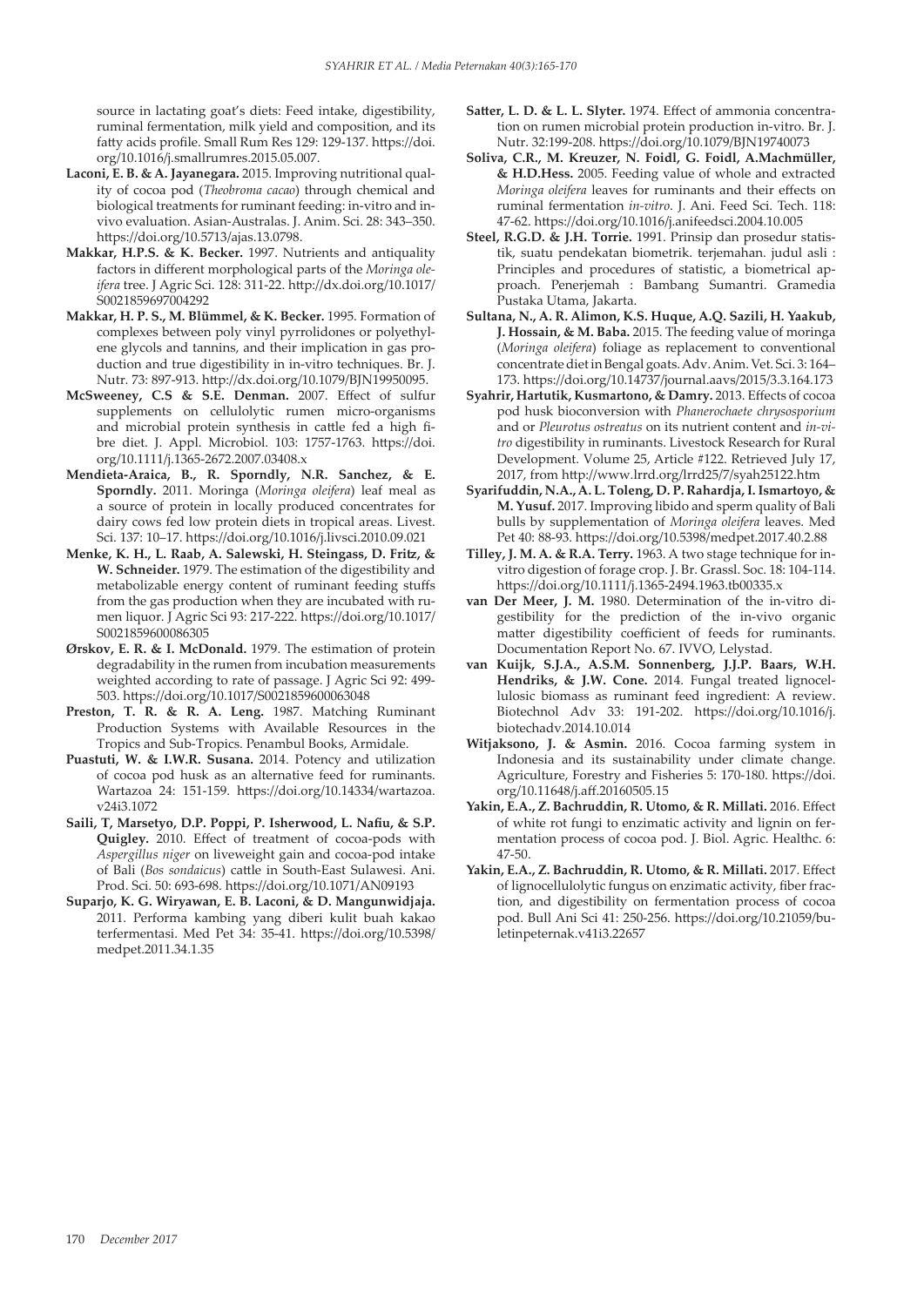source in lactating goat's diets: Feed intake, digestibility, ruminal fermentation, milk yield and composition, and its fatty acids profile. Small Rum Res 129: 129-137. https://doi.org/10.1016/j.smallrumres.2015.05.007.

**Laconi, E. B. & A. Jayanegara.** 2015. Improving nutritional quality of cocoa pod (*Theobroma cacao*) through chemical and biological treatments for ruminant feeding: in-vitro and in-vivo evaluation. Asian-Australas. J. Anim. Sci. 28: 343–350. https://doi.org/10.5713/ajas.13.0798.

**Makkar, H.P.S. & K. Becker.** 1997. Nutrients and antiquality factors in different morphological parts of the *Moringa oleifera* tree. J Agric Sci. 128: 311-22. http://dx.doi.org/10.1017/S0021859697004292

**Makkar, H. P. S., M. Blümmel, & K. Becker.** 1995. Formation of complexes between poly vinyl pyrrolidones or polyethylene glycols and tannins, and their implication in gas production and true digestibility in in-vitro techniques. Br. J. Nutr. 73: 897-913. http://dx.doi.org/10.1079/BJN19950095.

**McSweeney, C.S & S.E. Denman.** 2007. Effect of sulfur supplements on cellulolytic rumen micro-organisms and microbial protein synthesis in cattle fed a high fibre diet. J. Appl. Microbiol. 103: 1757-1763. https://doi.org/10.1111/j.1365-2672.2007.03408.x

**Mendieta-Araica, B., R. Sporndly, N.R. Sanchez, & E. Sporndly.** 2011. Moringa (*Moringa oleifera*) leaf meal as a source of protein in locally produced concentrates for dairy cows fed low protein diets in tropical areas. Livest. Sci. 137: 10–17. https://doi.org/10.1016/j.livsci.2010.09.021

**Menke, K. H., L. Raab, A. Salewski, H. Steingass, D. Fritz, & W. Schneider.** 1979. The estimation of the digestibility and metabolizable energy content of ruminant feeding stuffs from the gas production when they are incubated with rumen liquor. J Agric Sci 93: 217-222. https://doi.org/10.1017/S0021859600086305

**Ørskov, E. R. & I. McDonald.** 1979. The estimation of protein degradability in the rumen from incubation measurements weighted according to rate of passage. J Agric Sci 92: 499-503. https://doi.org/10.1017/S0021859600063048

**Preston, T. R. & R. A. Leng.** 1987. Matching Ruminant Production Systems with Available Resources in the Tropics and Sub-Tropics. Penambul Books, Armidale.

**Puastuti, W. & I.W.R. Susana.** 2014. Potency and utilization of cocoa pod husk as an alternative feed for ruminants. Wartazoa 24: 151-159. https://doi.org/10.14334/wartazoa.v24i3.1072

**Saili, T, Marsetyo, D.P. Poppi, P. Isherwood, L. Nafiu, & S.P. Quigley.** 2010. Effect of treatment of cocoa-pods with *Aspergillus niger* on liveweight gain and cocoa-pod intake of Bali (*Bos sondaicus*) cattle in South-East Sulawesi. Ani. Prod. Sci. 50: 693-698. https://doi.org/10.1071/AN09193

**Suparjo, K. G. Wiryawan, E. B. Laconi, & D. Mangunwidjaja.** 2011. Performa kambing yang diberi kulit buah kakao terfermentasi. Med Pet 34: 35-41. https://doi.org/10.5398/medpet.2011.34.1.35

**Satter, L. D. & L. L. Slyter.** 1974. Effect of ammonia concentration on rumen microbial protein production in-vitro. Br. J. Nutr. 32:199-208. https://doi.org/10.1079/BJN19740073

**Soliva, C.R., M. Kreuzer, N. Foidl, G. Foidl, A.Machmüller, & H.D.Hess.** 2005. Feeding value of whole and extracted *Moringa oleifera* leaves for ruminants and their effects on ruminal fermentation *in-vitro*. J. Ani. Feed Sci. Tech. 118: 47-62. https://doi.org/10.1016/j.anifeedsci.2004.10.005

**Steel, R.G.D. & J.H. Torrie.** 1991. Prinsip dan prosedur statistik, suatu pendekatan biometrik. terjemahan. judul asli : Principles and procedures of statistic, a biometrical approach. Penerjemah : Bambang Sumantri. Gramedia Pustaka Utama, Jakarta.

**Sultana, N., A. R. Alimon, K.S. Huque, A.Q. Sazili, H. Yaakub, J. Hossain, & M. Baba.** 2015. The feeding value of moringa (*Moringa oleifera*) foliage as replacement to conventional concentrate diet in Bengal goats. Adv. Anim. Vet. Sci. 3: 164–173. https://doi.org/10.14737/journal.aavs/2015/3.3.164.173

**Syahrir, Hartutik, Kusmartono, & Damry.** 2013. Effects of cocoa pod husk bioconversion with *Phanerochaete chrysosporium* and or *Pleurotus ostreatus* on its nutrient content and *in-vitro* digestibility in ruminants. Livestock Research for Rural Development. Volume 25, Article #122. Retrieved July 17, 2017, from http://www.lrrd.org/lrrd25/7/syah25122.htm

**Syarifuddin, N.A., A. L. Toleng, D. P. Rahardja, I. Ismartoyo, & M. Yusuf.** 2017. Improving libido and sperm quality of Bali bulls by supplementation of *Moringa oleifera* leaves. Med Pet 40: 88-93. https://doi.org/10.5398/medpet.2017.40.2.88

**Tilley, J. M. A. & R.A. Terry.** 1963. A two stage technique for in-vitro digestion of forage crop. J. Br. Grassl. Soc. 18: 104-114. https://doi.org/10.1111/j.1365-2494.1963.tb00335.x

**van Der Meer, J. M.** 1980. Determination of the in-vitro digestibility for the prediction of the in-vivo organic matter digestibility coefficient of feeds for ruminants. Documentation Report No. 67. IVVO, Lelystad.

**van Kuijk, S.J.A., A.S.M. Sonnenberg, J.J.P. Baars, W.H. Hendriks, & J.W. Cone.** 2014. Fungal treated lignocellulosic biomass as ruminant feed ingredient: A review. Biotechnol Adv 33: 191-202. https://doi.org/10.1016/j.biotechadv.2014.10.014

**Witjaksono, J. & Asmin.** 2016. Cocoa farming system in Indonesia and its sustainability under climate change. Agriculture, Forestry and Fisheries 5: 170-180. https://doi.org/10.11648/j.aff.20160505.15

**Yakin, E.A., Z. Bachruddin, R. Utomo, & R. Millati.** 2016. Effect of white rot fungi to enzimatic activity and lignin on fermentation process of cocoa pod. J. Biol. Agric. Healthc. 6: 47-50.

**Yakin, E.A., Z. Bachruddin, R. Utomo, & R. Millati.** 2017. Effect of lignocellulolytic fungus on enzimatic activity, fiber fraction, and digestibility on fermentation process of cocoa pod. Bull Ani Sci 41: 250-256. https://doi.org/10.21059/buletinpeternak.v41i3.22657